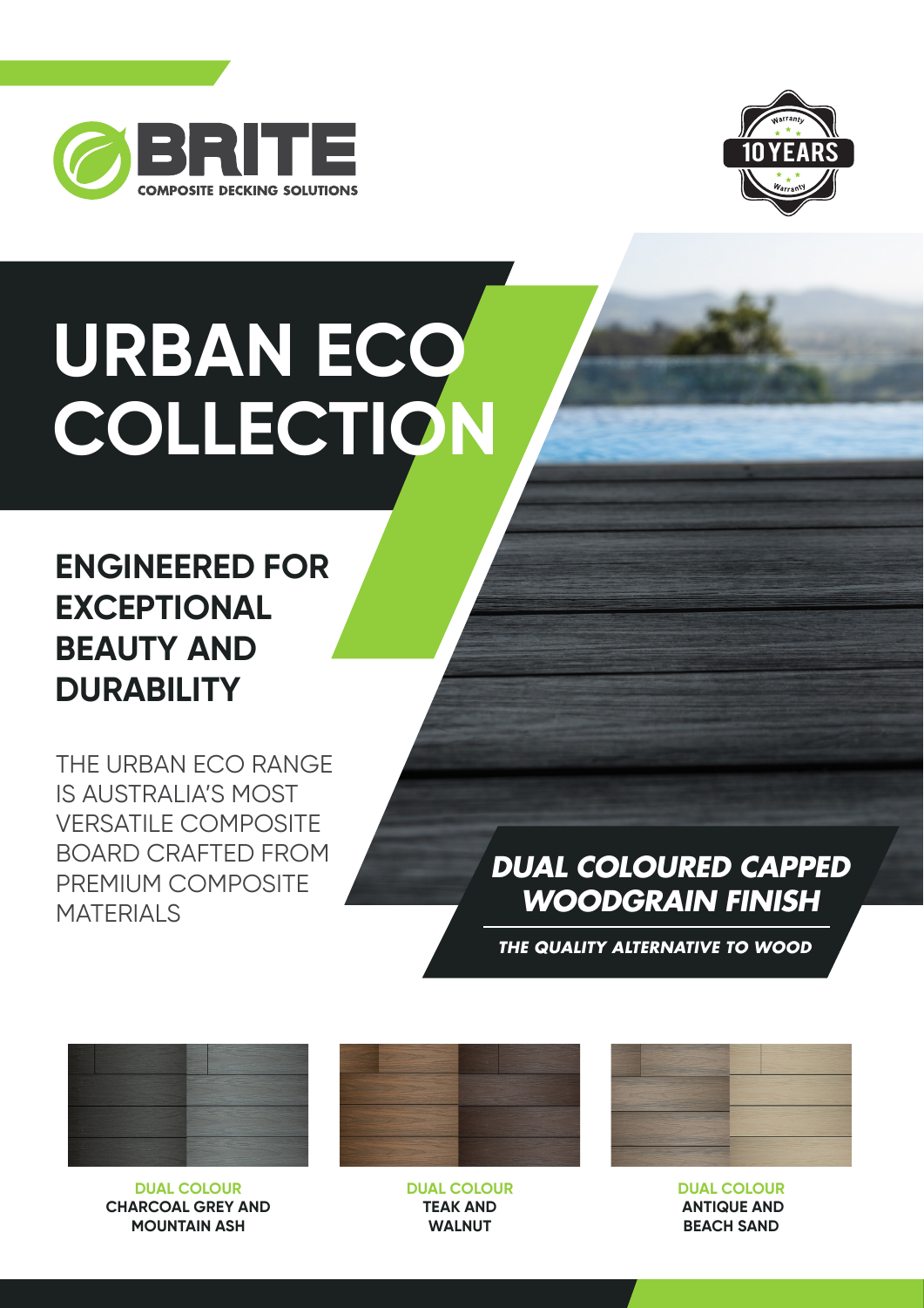BRITE

COMPOSITE DECKING SOLUTIONS

Warranty 10 YEARS Warranty

# URBAN ECO COLLECTION

## ENGINEERED FOR EXCEPTIONAL BEAUTY AND DURABILITY

THE URBAN ECO RANGE IS AUSTRALIA'S MOST VERSATILE COMPOSITE BOARD CRAFTED FROM PREMIUM COMPOSITE MATERIALS

***DUAL COLOURED CAPPED WOODGRAIN FINISH***

***THE QUALITY ALTERNATIVE TO WOOD***

**DUAL COLOUR**
**CHARCOAL GREY AND MOUNTAIN ASH**

**DUAL COLOUR**
**TEAK AND WALNUT**

**DUAL COLOUR**
**ANTIQUE AND BEACH SAND**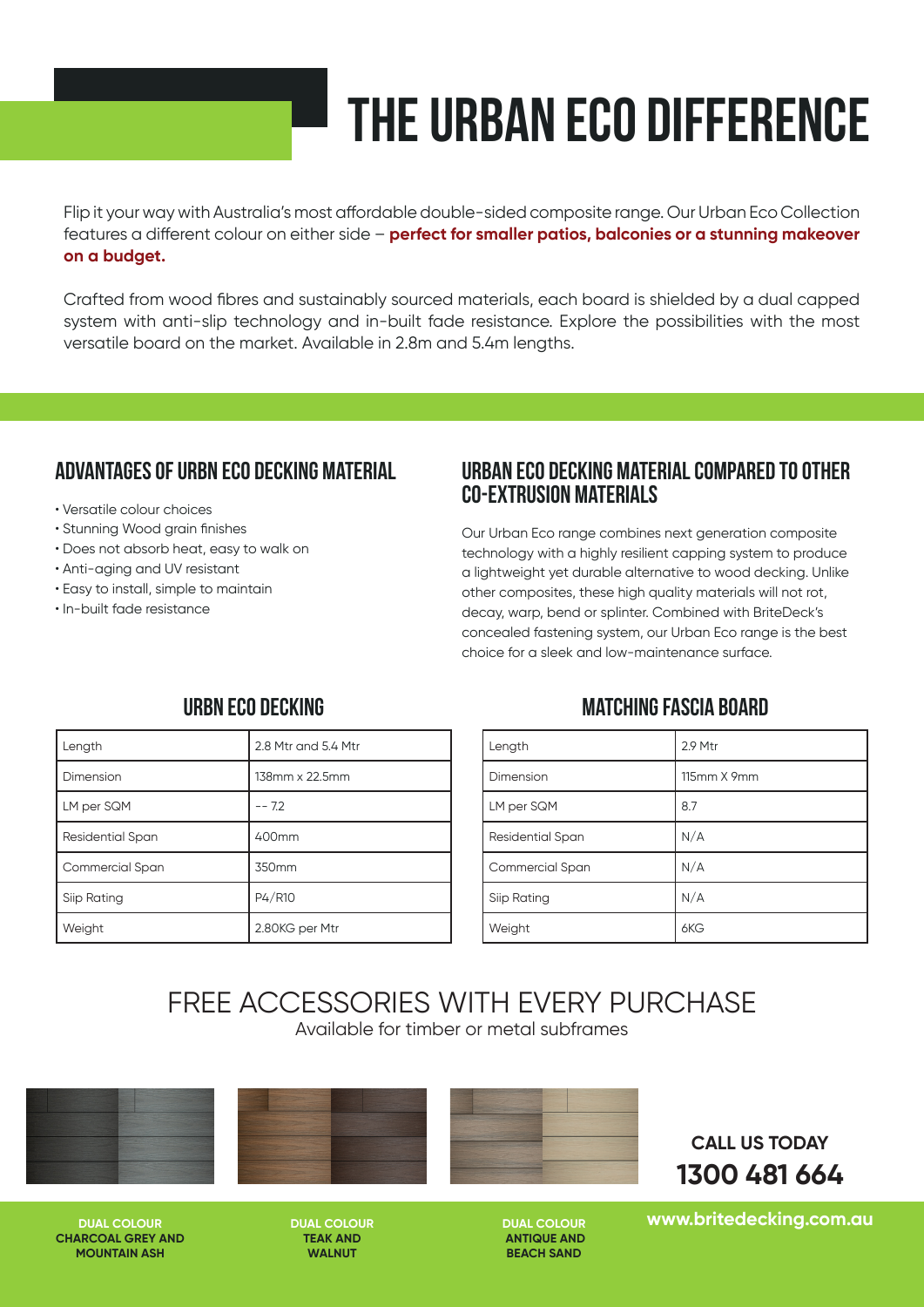# THE URBAN ECO DIFFERENCE

Flip it your way with Australia's most affordable double-sided composite range. Our Urban Eco Collection features a different colour on either side – **perfect for smaller patios, balconies or a stunning makeover on a budget.**

Crafted from wood fibres and sustainably sourced materials, each board is shielded by a dual capped system with anti-slip technology and in-built fade resistance. Explore the possibilities with the most versatile board on the market. Available in 2.8m and 5.4m lengths.

## ADVANTAGES OF URBN ECO DECKING MATERIAL

- Versatile colour choices
- Stunning Wood grain finishes
- Does not absorb heat, easy to walk on
- Anti-aging and UV resistant
- Easy to install, simple to maintain
- In-built fade resistance

## URBAN ECO DECKING MATERIAL COMPARED TO OTHER CO-EXTRUSION MATERIALS

Our Urban Eco range combines next generation composite technology with a highly resilient capping system to produce a lightweight yet durable alternative to wood decking. Unlike other composites, these high quality materials will not rot, decay, warp, bend or splinter. Combined with BriteDeck's concealed fastening system, our Urban Eco range is the best choice for a sleek and low-maintenance surface.

## URBN ECO DECKING

| | |
|---|---|
| Length | 2.8 Mtr and 5.4 Mtr |
| Dimension | 138mm x 22.5mm |
| LM per SQM | -- 7.2 |
| Residential Span | 400mm |
| Commercial Span | 350mm |
| Siip Rating | P4/R10 |
| Weight | 2.80KG per Mtr |

## MATCHING FASCIA BOARD

| | |
|---|---|
| Length | 2.9 Mtr |
| Dimension | 115mm X 9mm |
| LM per SQM | 8.7 |
| Residential Span | N/A |
| Commercial Span | N/A |
| Siip Rating | N/A |
| Weight | 6KG |

## FREE ACCESSORIES WITH EVERY PURCHASE

Available for timber or metal subframes

**DUAL COLOUR CHARCOAL GREY AND MOUNTAIN ASH**

**DUAL COLOUR TEAK AND WALNUT**

**DUAL COLOUR ANTIQUE AND BEACH SAND**

**CALL US TODAY**
**1300 481 664**

**www.britedecking.com.au**